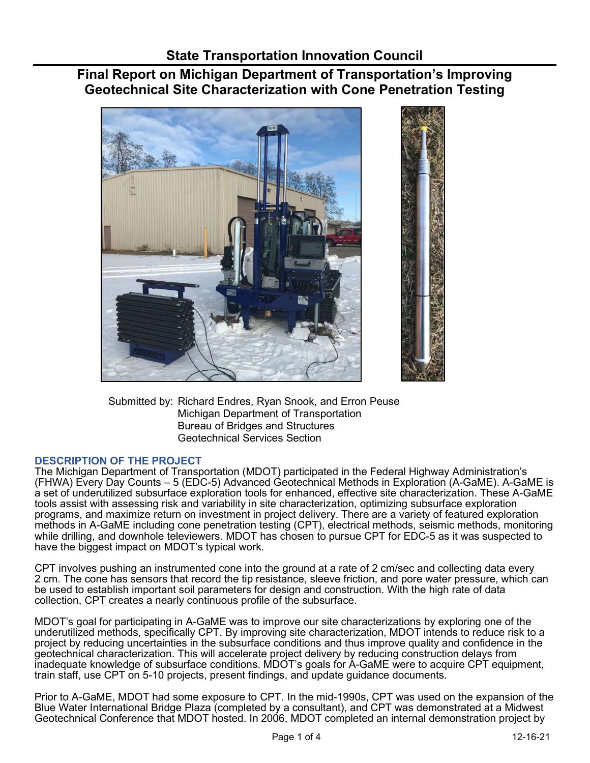# State Transportation Innovation Council

## Final Report on Michigan Department of Transportation's Improving Geotechnical Site Characterization with Cone Penetration Testing

Submitted by: Richard Endres, Ryan Snook, and Erron Peuse
Michigan Department of Transportation
Bureau of Bridges and Structures
Geotechnical Services Section

### DESCRIPTION OF THE PROJECT

The Michigan Department of Transportation (MDOT) participated in the Federal Highway Administration's (FHWA) Every Day Counts – 5 (EDC-5) Advanced Geotechnical Methods in Exploration (A-GaME). A-GaME is a set of underutilized subsurface exploration tools for enhanced, effective site characterization. These A-GaME tools assist with assessing risk and variability in site characterization, optimizing subsurface exploration programs, and maximize return on investment in project delivery. There are a variety of featured exploration methods in A-GaME including cone penetration testing (CPT), electrical methods, seismic methods, monitoring while drilling, and downhole televiewers. MDOT has chosen to pursue CPT for EDC-5 as it was suspected to have the biggest impact on MDOT's typical work.

CPT involves pushing an instrumented cone into the ground at a rate of 2 cm/sec and collecting data every 2 cm. The cone has sensors that record the tip resistance, sleeve friction, and pore water pressure, which can be used to establish important soil parameters for design and construction. With the high rate of data collection, CPT creates a nearly continuous profile of the subsurface.

MDOT's goal for participating in A-GaME was to improve our site characterizations by exploring one of the underutilized methods, specifically CPT. By improving site characterization, MDOT intends to reduce risk to a project by reducing uncertainties in the subsurface conditions and thus improve quality and confidence in the geotechnical characterization. This will accelerate project delivery by reducing construction delays from inadequate knowledge of subsurface conditions. MDOT's goals for A-GaME were to acquire CPT equipment, train staff, use CPT on 5-10 projects, present findings, and update guidance documents.

Prior to A-GaME, MDOT had some exposure to CPT. In the mid-1990s, CPT was used on the expansion of the Blue Water International Bridge Plaza (completed by a consultant), and CPT was demonstrated at a Midwest Geotechnical Conference that MDOT hosted. In 2006, MDOT completed an internal demonstration project by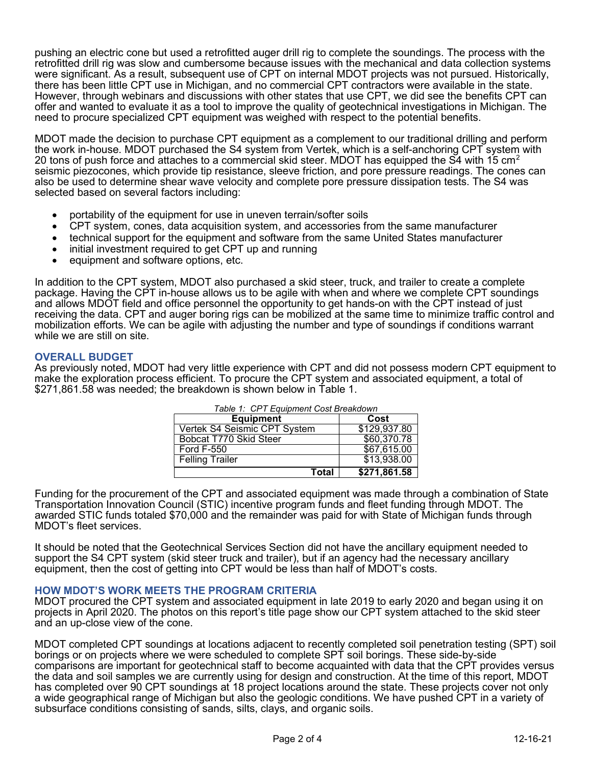pushing an electric cone but used a retrofitted auger drill rig to complete the soundings. The process with the retrofitted drill rig was slow and cumbersome because issues with the mechanical and data collection systems were significant. As a result, subsequent use of CPT on internal MDOT projects was not pursued. Historically, there has been little CPT use in Michigan, and no commercial CPT contractors were available in the state. However, through webinars and discussions with other states that use CPT, we did see the benefits CPT can offer and wanted to evaluate it as a tool to improve the quality of geotechnical investigations in Michigan. The need to procure specialized CPT equipment was weighed with respect to the potential benefits.

MDOT made the decision to purchase CPT equipment as a complement to our traditional drilling and perform the work in-house. MDOT purchased the S4 system from Vertek, which is a self-anchoring CPT system with 20 tons of push force and attaches to a commercial skid steer. MDOT has equipped the S4 with 15 $cm^2$ seismic piezocones, which provide tip resistance, sleeve friction, and pore pressure readings. The cones can also be used to determine shear wave velocity and complete pore pressure dissipation tests. The S4 was selected based on several factors including:

- portability of the equipment for use in uneven terrain/softer soils
- CPT system, cones, data acquisition system, and accessories from the same manufacturer
- technical support for the equipment and software from the same United States manufacturer
- initial investment required to get CPT up and running
- equipment and software options, etc.

In addition to the CPT system, MDOT also purchased a skid steer, truck, and trailer to create a complete package. Having the CPT in-house allows us to be agile with when and where we complete CPT soundings and allows MDOT field and office personnel the opportunity to get hands-on with the CPT instead of just receiving the data. CPT and auger boring rigs can be mobilized at the same time to minimize traffic control and mobilization efforts. We can be agile with adjusting the number and type of soundings if conditions warrant while we are still on site.

## OVERALL BUDGET

As previously noted, MDOT had very little experience with CPT and did not possess modern CPT equipment to make the exploration process efficient. To procure the CPT system and associated equipment, a total of $271,861.58 was needed; the breakdown is shown below in Table 1.

*Table 1: CPT Equipment Cost Breakdown*

| Equipment | Cost |
|---|---|
| Vertek S4 Seismic CPT System | $129,937.80 |
| Bobcat T770 Skid Steer | $60,370.78 |
| Ford F-550 | $67,615.00 |
| Felling Trailer | $13,938.00 |
| **Total** | **$271,861.58** |

Funding for the procurement of the CPT and associated equipment was made through a combination of State Transportation Innovation Council (STIC) incentive program funds and fleet funding through MDOT. The awarded STIC funds totaled $70,000 and the remainder was paid for with State of Michigan funds through MDOT's fleet services.

It should be noted that the Geotechnical Services Section did not have the ancillary equipment needed to support the S4 CPT system (skid steer truck and trailer), but if an agency had the necessary ancillary equipment, then the cost of getting into CPT would be less than half of MDOT's costs.

## HOW MDOT'S WORK MEETS THE PROGRAM CRITERIA

MDOT procured the CPT system and associated equipment in late 2019 to early 2020 and began using it on projects in April 2020. The photos on this report's title page show our CPT system attached to the skid steer and an up-close view of the cone.

MDOT completed CPT soundings at locations adjacent to recently completed soil penetration testing (SPT) soil borings or on projects where we were scheduled to complete SPT soil borings. These side-by-side comparisons are important for geotechnical staff to become acquainted with data that the CPT provides versus the data and soil samples we are currently using for design and construction. At the time of this report, MDOT has completed over 90 CPT soundings at 18 project locations around the state. These projects cover not only a wide geographical range of Michigan but also the geologic conditions. We have pushed CPT in a variety of subsurface conditions consisting of sands, silts, clays, and organic soils.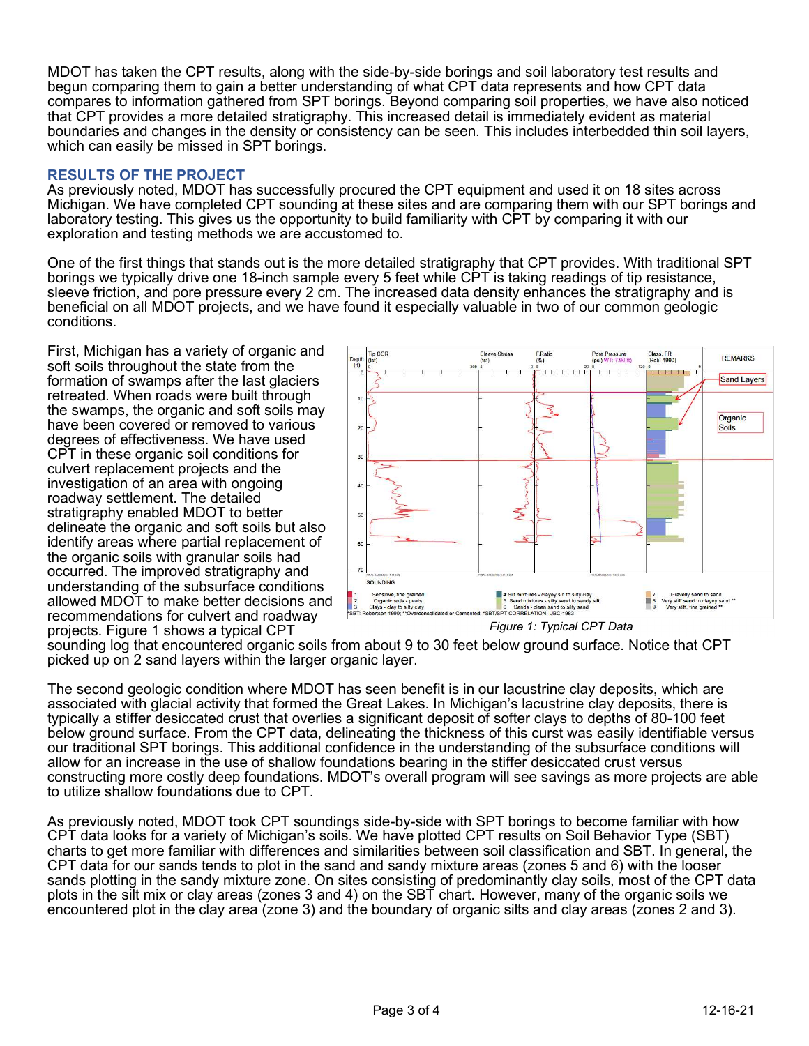MDOT has taken the CPT results, along with the side-by-side borings and soil laboratory test results and begun comparing them to gain a better understanding of what CPT data represents and how CPT data compares to information gathered from SPT borings. Beyond comparing soil properties, we have also noticed that CPT provides a more detailed stratigraphy. This increased detail is immediately evident as material boundaries and changes in the density or consistency can be seen. This includes interbedded thin soil layers, which can easily be missed in SPT borings.

## RESULTS OF THE PROJECT

As previously noted, MDOT has successfully procured the CPT equipment and used it on 18 sites across Michigan. We have completed CPT sounding at these sites and are comparing them with our SPT borings and laboratory testing. This gives us the opportunity to build familiarity with CPT by comparing it with our exploration and testing methods we are accustomed to.

One of the first things that stands out is the more detailed stratigraphy that CPT provides. With traditional SPT borings we typically drive one 18-inch sample every 5 feet while CPT is taking readings of tip resistance, sleeve friction, and pore pressure every 2 cm. The increased data density enhances the stratigraphy and is beneficial on all MDOT projects, and we have found it especially valuable in two of our common geologic conditions.

First, Michigan has a variety of organic and soft soils throughout the state from the formation of swamps after the last glaciers retreated. When roads were built through the swamps, the organic and soft soils may have been covered or removed to various degrees of effectiveness. We have used CPT in these organic soil conditions for culvert replacement projects and the investigation of an area with ongoing roadway settlement. The detailed stratigraphy enabled MDOT to better delineate the organic and soft soils but also identify areas where partial replacement of the organic soils with granular soils had occurred. The improved stratigraphy and understanding of the subsurface conditions allowed MDOT to make better decisions and recommendations for culvert and roadway projects. Figure 1 shows a typical CPT sounding log that encountered organic soils from about 9 to 30 feet below ground surface. Notice that CPT picked up on 2 sand layers within the larger organic layer.

*Figure 1: Typical CPT Data*

The second geologic condition where MDOT has seen benefit is in our lacustrine clay deposits, which are associated with glacial activity that formed the Great Lakes. In Michigan's lacustrine clay deposits, there is typically a stiffer desiccated crust that overlies a significant deposit of softer clays to depths of 80-100 feet below ground surface. From the CPT data, delineating the thickness of this curst was easily identifiable versus our traditional SPT borings. This additional confidence in the understanding of the subsurface conditions will allow for an increase in the use of shallow foundations bearing in the stiffer desiccated crust versus constructing more costly deep foundations. MDOT's overall program will see savings as more projects are able to utilize shallow foundations due to CPT.

As previously noted, MDOT took CPT soundings side-by-side with SPT borings to become familiar with how CPT data looks for a variety of Michigan's soils. We have plotted CPT results on Soil Behavior Type (SBT) charts to get more familiar with differences and similarities between soil classification and SBT. In general, the CPT data for our sands tends to plot in the sand and sandy mixture areas (zones 5 and 6) with the looser sands plotting in the sandy mixture zone. On sites consisting of predominantly clay soils, most of the CPT data plots in the silt mix or clay areas (zones 3 and 4) on the SBT chart. However, many of the organic soils we encountered plot in the clay area (zone 3) and the boundary of organic silts and clay areas (zones 2 and 3).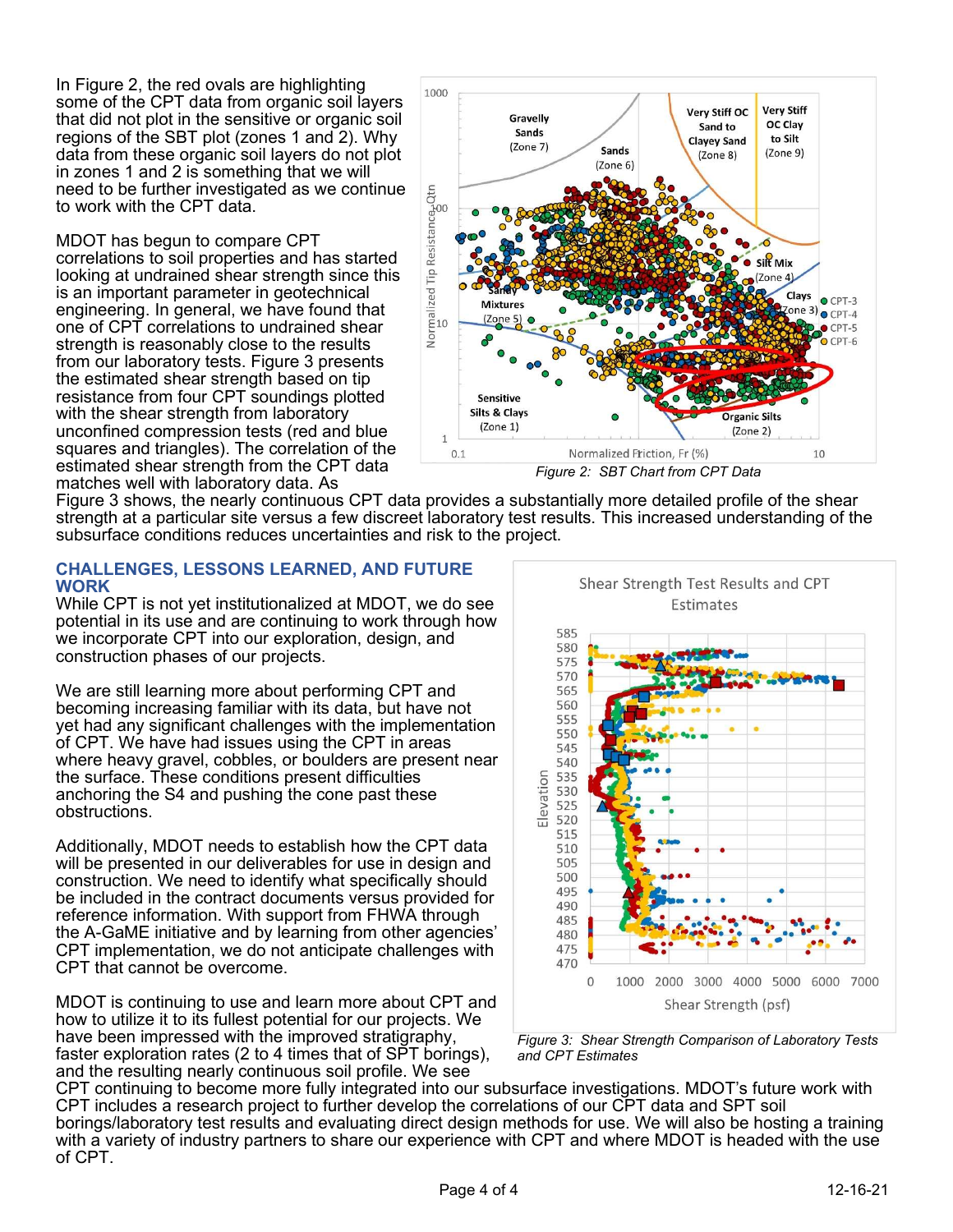In Figure 2, the red ovals are highlighting some of the CPT data from organic soil layers that did not plot in the sensitive or organic soil regions of the SBT plot (zones 1 and 2). Why data from these organic soil layers do not plot in zones 1 and 2 is something that we will need to be further investigated as we continue to work with the CPT data.

MDOT has begun to compare CPT correlations to soil properties and has started looking at undrained shear strength since this is an important parameter in geotechnical engineering. In general, we have found that one of CPT correlations to undrained shear strength is reasonably close to the results from our laboratory tests. Figure 3 presents the estimated shear strength based on tip resistance from four CPT soundings plotted with the shear strength from laboratory unconfined compression tests (red and blue squares and triangles). The correlation of the estimated shear strength from the CPT data matches well with laboratory data. As Figure 3 shows, the nearly continuous CPT data provides a substantially more detailed profile of the shear strength at a particular site versus a few discreet laboratory test results. This increased understanding of the subsurface conditions reduces uncertainties and risk to the project.

1000
100
10
1
0.1
10
Normalized Tip Resistance, Qtn
Normalized Friction, Fr (%)
Gravelly Sands (Zone 7)
Sands (Zone 6)
Very Stiff OC Sand to Clayey Sand (Zone 8)
Very Stiff OC Clay to Silt (Zone 9)
Silt Mix (Zone 4)
Clays (Zone 3)
Sandy Mixtures (Zone 5)
Sensitive Silts & Clays (Zone 1)
Organic Silts (Zone 2)
CPT-3
CPT-4
CPT-5
CPT-6

*Figure 2: SBT Chart from CPT Data*

## CHALLENGES, LESSONS LEARNED, AND FUTURE WORK

While CPT is not yet institutionalized at MDOT, we do see potential in its use and are continuing to work through how we incorporate CPT into our exploration, design, and construction phases of our projects.

We are still learning more about performing CPT and becoming increasing familiar with its data, but have not yet had any significant challenges with the implementation of CPT. We have had issues using the CPT in areas where heavy gravel, cobbles, or boulders are present near the surface. These conditions present difficulties anchoring the S4 and pushing the cone past these obstructions.

Additionally, MDOT needs to establish how the CPT data will be presented in our deliverables for use in design and construction. We need to identify what specifically should be included in the contract documents versus provided for reference information. With support from FHWA through the A-GaME initiative and by learning from other agencies' CPT implementation, we do not anticipate challenges with CPT that cannot be overcome.

MDOT is continuing to use and learn more about CPT and how to utilize it to its fullest potential for our projects. We have been impressed with the improved stratigraphy, faster exploration rates (2 to 4 times that of SPT borings), and the resulting nearly continuous soil profile. We see CPT continuing to become more fully integrated into our subsurface investigations. MDOT's future work with CPT includes a research project to further develop the correlations of our CPT data and SPT soil borings/laboratory test results and evaluating direct design methods for use. We will also be hosting a training with a variety of industry partners to share our experience with CPT and where MDOT is headed with the use of CPT.

Shear Strength Test Results and CPT Estimates
585
580
575
570
565
560
555
550
545
540
535
530
525
520
515
510
505
500
495
490
485
480
475
470
Elevation
0
1000
2000
3000
4000
5000
6000
7000
Shear Strength (psf)

*Figure 3: Shear Strength Comparison of Laboratory Tests and CPT Estimates*